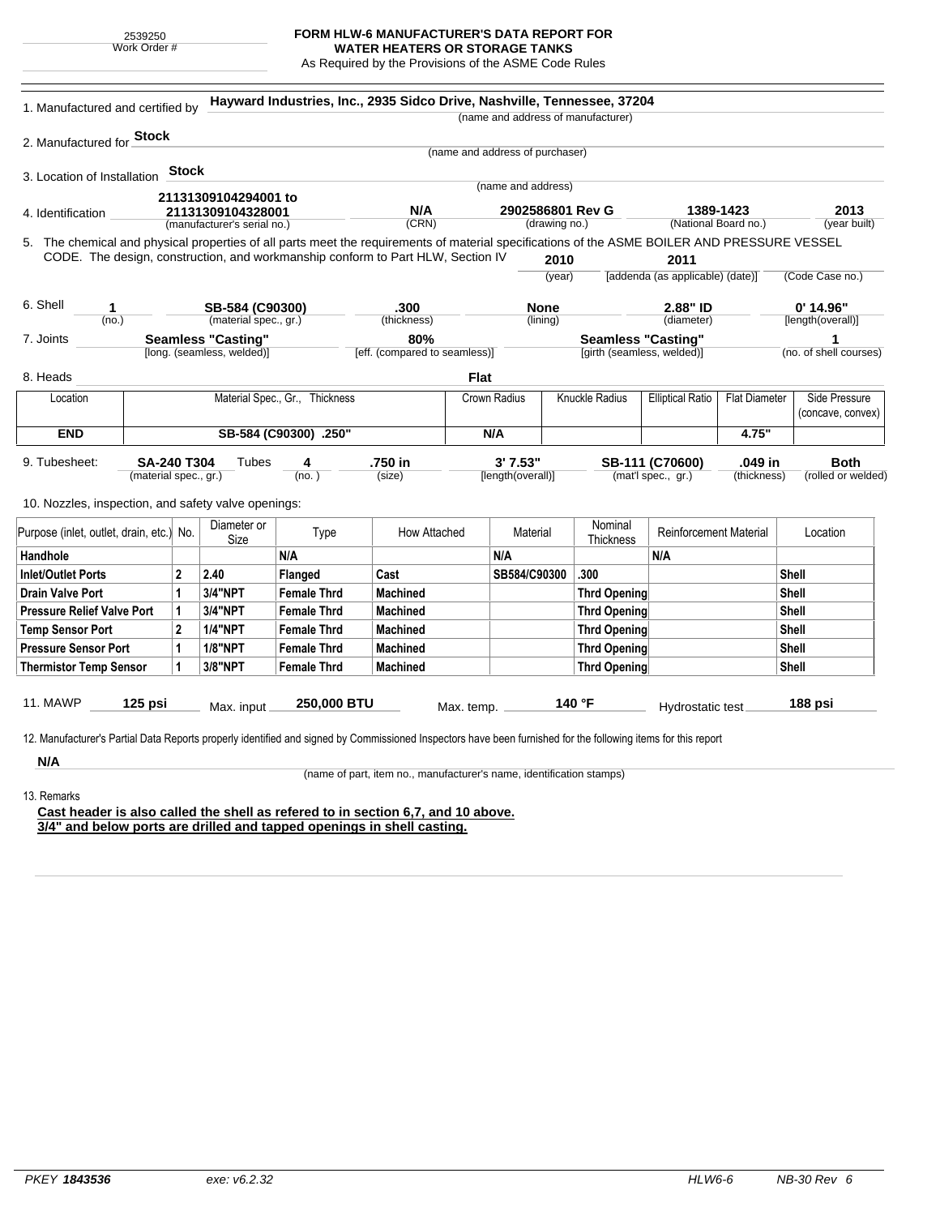2539250
Work Order #

**FORM HLW-6 MANUFACTURER'S DATA REPORT FOR WATER HEATERS OR STORAGE TANKS**
As Required by the Provisions of the ASME Code Rules

1. Manufactured and certified by **Hayward Industries, Inc., 2935 Sidco Drive, Nashville, Tennessee, 37204**
(name and address of manufacturer)

2. Manufactured for **Stock**
(name and address of purchaser)

3. Location of Installation **Stock**
(name and address)

4. Identification **21131309104294001 to 21131309104328001** (manufacturer's serial no.) **N/A** (CRN) **2902586801 Rev G** (drawing no.) **1389-1423** (National Board no.) **2013** (year built)

5. The chemical and physical properties of all parts meet the requirements of material specifications of the ASME BOILER AND PRESSURE VESSEL CODE. The design, construction, and workmanship conform to Part HLW, Section IV **2010** (year) **2011** [addenda (as applicable) (date)] (Code Case no.)

6. Shell **1** (no.) **SB-584 (C90300)** (material spec., gr.) **.300** (thickness) **None** (lining) **2.88" ID** (diameter) **0' 14.96"** [length(overall)]

7. Joints **Seamless "Casting"** [long. (seamless, welded)] **80%** [eff. (compared to seamless)] **Seamless "Casting"** [girth (seamless, welded)] **1** (no. of shell courses)

8. Heads **Flat**

| Location | Material Spec., Gr., Thickness | Crown Radius | Knuckle Radius | Elliptical Ratio | Flat Diameter | Side Pressure (concave, convex) |
|---|---|---|---|---|---|---|
| **END** | **SB-584 (C90300) .250"** | **N/A** | | | **4.75"** | |

9. Tubesheet: **SA-240 T304** (material spec., gr.) Tubes **4** (no.) **.750 in** (size) **3' 7.53"** [length(overall)] **SB-111 (C70600)** (mat'l spec., gr.) **.049 in** (thickness) **Both** (rolled or welded)

10. Nozzles, inspection, and safety valve openings:

| Purpose (inlet, outlet, drain, etc.) | No. | Diameter or Size | Type | How Attached | Material | Nominal Thickness | Reinforcement Material | Location |
|---|---|---|---|---|---|---|---|---|
| **Handhole** | | | **N/A** | | **N/A** | | **N/A** | |
| **Inlet/Outlet Ports** | **2** | **2.40** | **Flanged** | **Cast** | **SB584/C90300** | **.300** | | **Shell** |
| **Drain Valve Port** | **1** | **3/4"NPT** | **Female Thrd** | **Machined** | | **Thrd Opening** | | **Shell** |
| **Pressure Relief Valve Port** | **1** | **3/4"NPT** | **Female Thrd** | **Machined** | | **Thrd Opening** | | **Shell** |
| **Temp Sensor Port** | **2** | **1/4"NPT** | **Female Thrd** | **Machined** | | **Thrd Opening** | | **Shell** |
| **Pressure Sensor Port** | **1** | **1/8"NPT** | **Female Thrd** | **Machined** | | **Thrd Opening** | | **Shell** |
| **Thermistor Temp Sensor** | **1** | **3/8"NPT** | **Female Thrd** | **Machined** | | **Thrd Opening** | | **Shell** |

11. MAWP **125 psi** Max. input **250,000 BTU** Max. temp. **140 °F** Hydrostatic test **188 psi**

12. Manufacturer's Partial Data Reports properly identified and signed by Commissioned Inspectors have been furnished for the following items for this report

**N/A**
(name of part, item no., manufacturer's name, identification stamps)

13. Remarks

**Cast header is also called the shell as refered to in section 6,7, and 10 above.**
**3/4" and below ports are drilled and tapped openings in shell casting.**

PKEY **1843536** exe: v6.2.32 HLW6-6 NB-30 Rev 6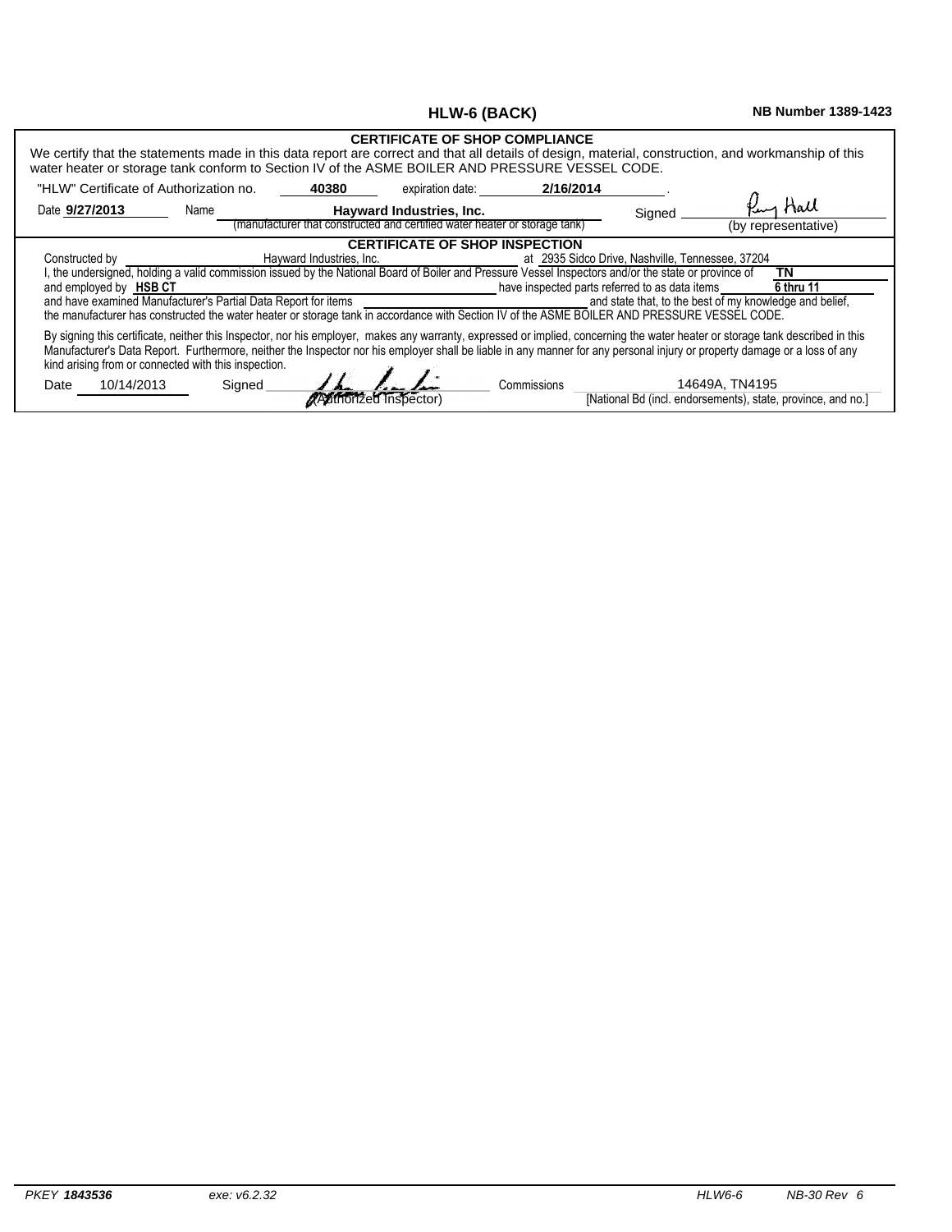# HLW-6 (BACK)

**NB Number 1389-1423**

## CERTIFICATE OF SHOP COMPLIANCE

We certify that the statements made in this data report are correct and that all details of design, material, construction, and workmanship of this water heater or storage tank conform to Section IV of the ASME BOILER AND PRESSURE VESSEL CODE.

"HLW" Certificate of Authorization no. **40380** expiration date: **2/16/2014** .

Date **9/27/2013** Name **Hayward Industries, Inc.** (manufacturer that constructed and certified water heater or storage tank) Signed Rory Hall (by representative)

## CERTIFICATE OF SHOP INSPECTION

Constructed by Hayward Industries, Inc. at 2935 Sidco Drive, Nashville, Tennessee, 37204

I, the undersigned, holding a valid commission issued by the National Board of Boiler and Pressure Vessel Inspectors and/or the state or province of **TN** and employed by **HSB CT** have inspected parts referred to as data items **6 thru 11** and have examined Manufacturer's Partial Data Report for items \_\_\_\_\_\_ and state that, to the best of my knowledge and belief, the manufacturer has constructed the water heater or storage tank in accordance with Section IV of the ASME BOILER AND PRESSURE VESSEL CODE.

By signing this certificate, neither this Inspector, nor his employer, makes any warranty, expressed or implied, concerning the water heater or storage tank described in this Manufacturer's Data Report. Furthermore, neither the Inspector nor his employer shall be liable in any manner for any personal injury or property damage or a loss of any kind arising from or connected with this inspection.

Date 10/14/2013 Signed \_\_\_\_\_\_ (Authorized Inspector) Commissions 14649A, TN4195 [National Bd (incl. endorsements), state, province, and no.]

PKEY **1843536** exe: v6.2.32 HLW6-6 NB-30 Rev 6